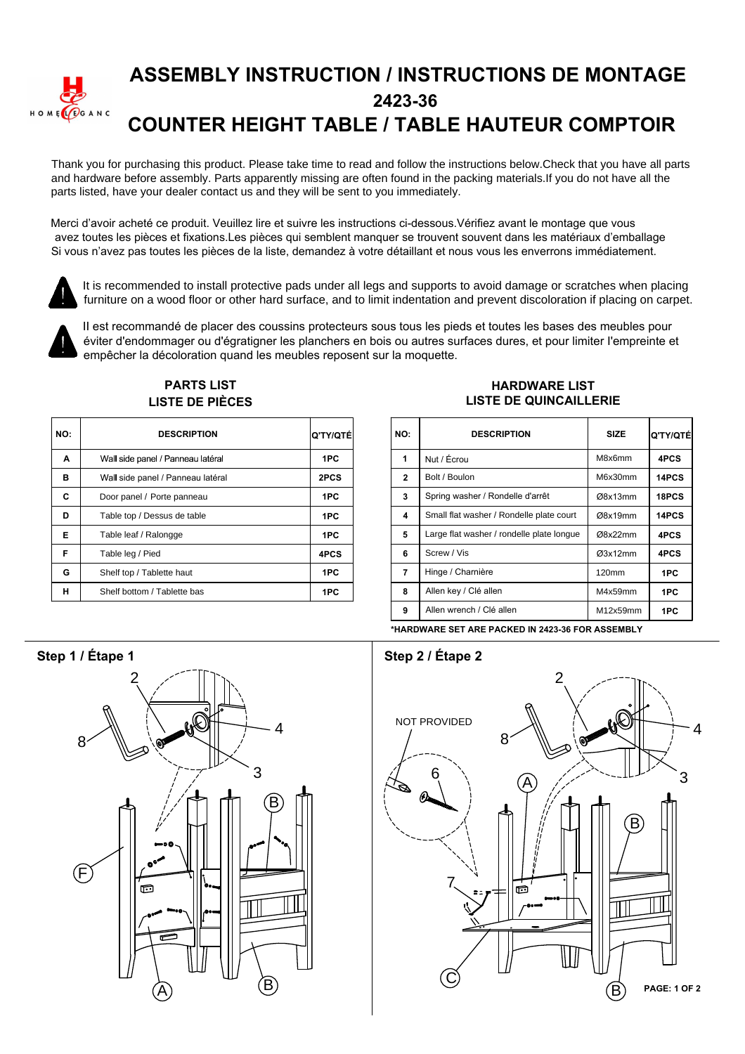# ASSEMBLY INSTRUCTION / INSTRUCTIONS DE MONTAGE

## 2423-36

## COUNTER HEIGHT TABLE / TABLE HAUTEUR COMPTOIR

Thank you for purchasing this product. Please take time to read and follow the instructions below.Check that you have all parts and hardware before assembly. Parts apparently missing are often found in the packing materials.If you do not have all the parts listed, have your dealer contact us and they will be sent to you immediately.

Merci d'avoir acheté ce produit. Veuillez lire et suivre les instructions ci-dessous.Vérifiez avant le montage que vous avez toutes les pièces et fixations.Les pièces qui semblent manquer se trouvent souvent dans les matériaux d'emballage Si vous n'avez pas toutes les pièces de la liste, demandez à votre détaillant et nous vous les enverrons immédiatement.

It is recommended to install protective pads under all legs and supports to avoid damage or scratches when placing furniture on a wood floor or other hard surface, and to limit indentation and prevent discoloration if placing on carpet.

Il est recommandé de placer des coussins protecteurs sous tous les pieds et toutes les bases des meubles pour éviter d'endommager ou d'égratigner les planchers en bois ou autres surfaces dures, et pour limiter l'empreinte et empêcher la décoloration quand les meubles reposent sur la moquette.

### PARTS LIST / LISTE DE PIÈCES

| NO: | DESCRIPTION | Q'TY/QTÉ |
|---|---|---|
| A | Wall side panel / Panneau latéral | 1PC |
| B | Wall side panel / Panneau latéral | 2PCS |
| C | Door panel / Porte panneau | 1PC |
| D | Table top / Dessus de table | 1PC |
| E | Table leaf / Ralongge | 1PC |
| F | Table leg / Pied | 4PCS |
| G | Shelf top / Tablette haut | 1PC |
| H | Shelf bottom / Tablette bas | 1PC |

### HARDWARE LIST / LISTE DE QUINCAILLERIE

| NO: | DESCRIPTION | SIZE | Q'TY/QTÉ |
|---|---|---|---|
| 1 | Nut / Écrou | M8x6mm | 4PCS |
| 2 | Bolt / Boulon | M6x30mm | 14PCS |
| 3 | Spring washer / Rondelle d'arrêt | Ø8x13mm | 18PCS |
| 4 | Small flat washer / Rondelle plate court | Ø8x19mm | 14PCS |
| 5 | Large flat washer / rondelle plate longue | Ø8x22mm | 4PCS |
| 6 | Screw / Vis | Ø3x12mm | 4PCS |
| 7 | Hinge / Charnière | 120mm | 1PC |
| 8 | Allen key / Clé allen | M4x59mm | 1PC |
| 9 | Allen wrench / Clé allen | M12x59mm | 1PC |

*HARDWARE SET ARE PACKED IN 2423-36 FOR ASSEMBLY

### Step 1 / Étape 1

### Step 2 / Étape 2

NOT PROVIDED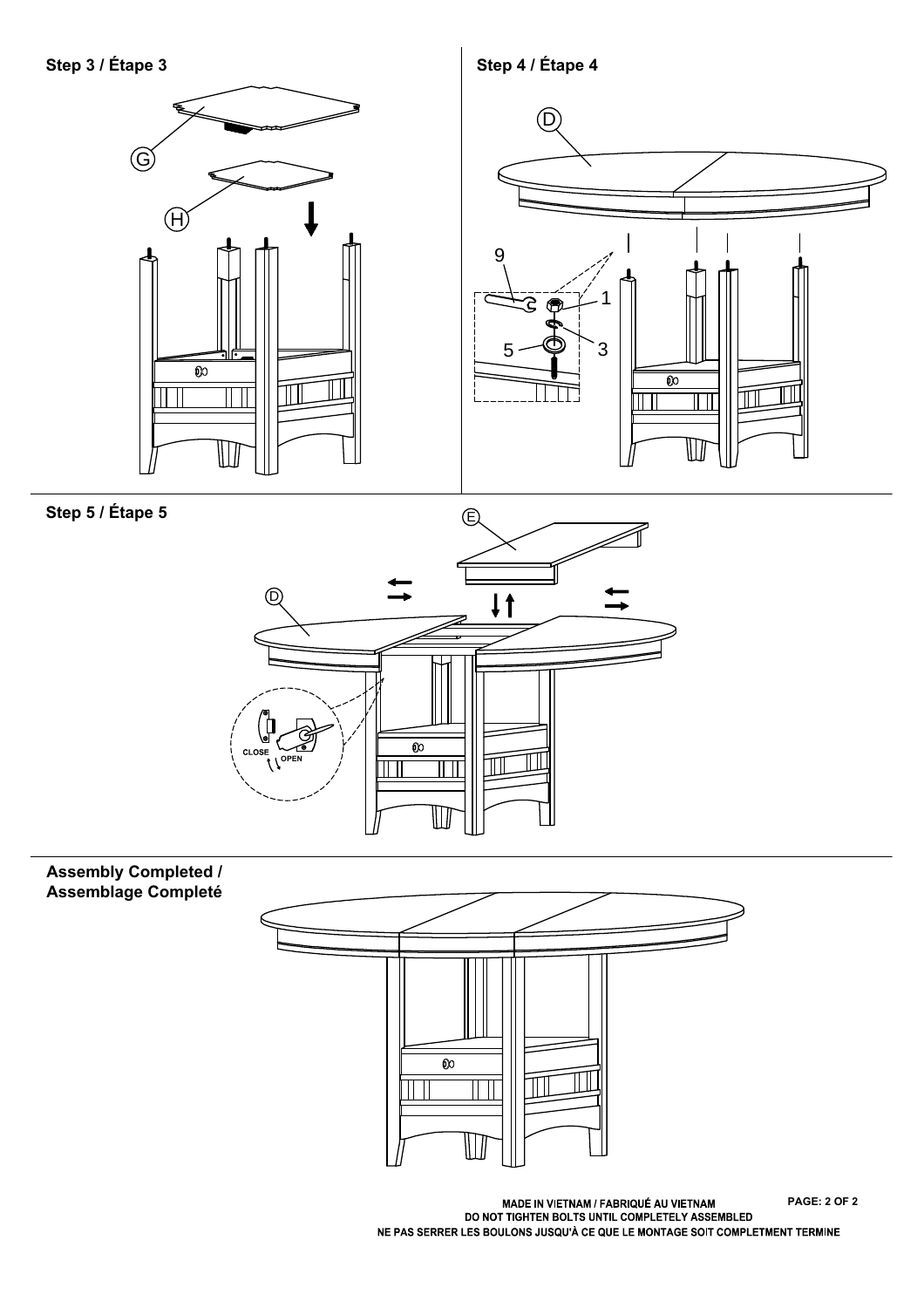## Step 3 / Étape 3

G

H

## Step 4 / Étape 4

D

9

1

3

5

## Step 5 / Étape 5

E

D

CLOSE

OPEN

## Assembly Completed / Assemblage Completé

MADE IN VIETNAM / FABRIQUÉ AU VIETNAM

DO NOT TIGHTEN BOLTS UNTIL COMPLETELY ASSEMBLED

NE PAS SERRER LES BOULONS JUSQU'À CE QUE LE MONTAGE SOIT COMPLETMENT TERMINE